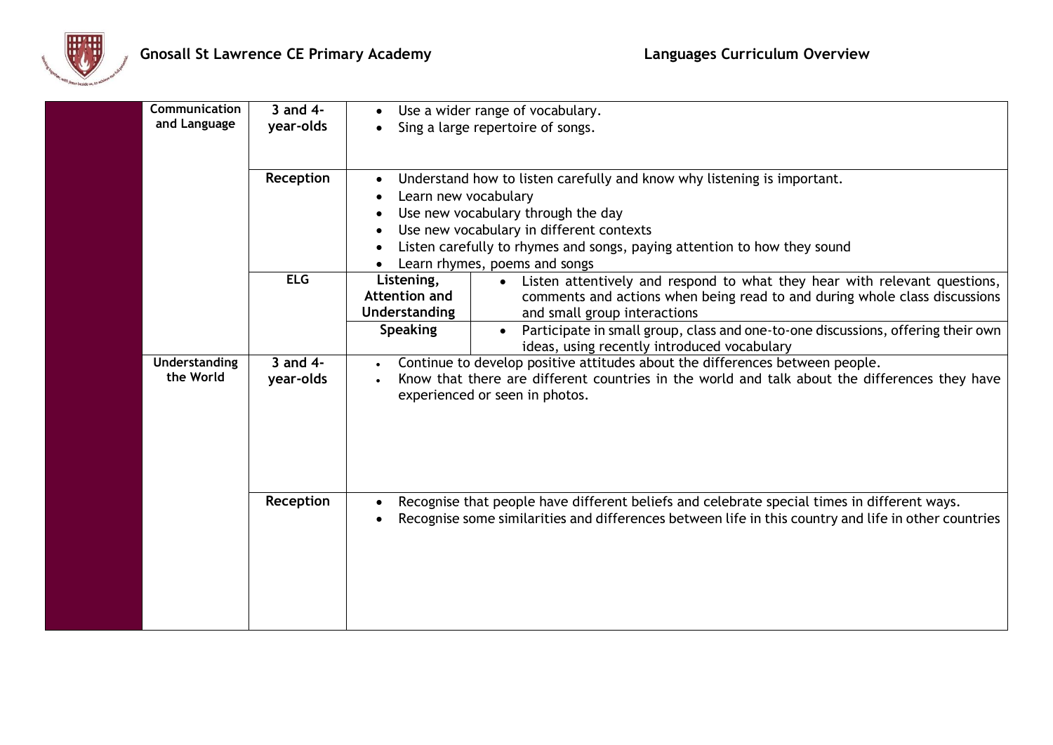# Gnosall St Lawrence CE Primary Academy

## Languages Curriculum Overview

| | Area | Age | | |
|---|---|---|---|---|
| | Communication and Language | 3 and 4-year-olds | • Use a wider range of vocabulary.<br>• Sing a large repertoire of songs. | |
| | | Reception | • Understand how to listen carefully and know why listening is important.<br>• Learn new vocabulary<br>• Use new vocabulary through the day<br>• Use new vocabulary in different contexts<br>• Listen carefully to rhymes and songs, paying attention to how they sound<br>• Learn rhymes, poems and songs | |
| | | ELG | **Listening, Attention and Understanding** | • Listen attentively and respond to what they hear with relevant questions, comments and actions when being read to and during whole class discussions and small group interactions |
| | | | **Speaking** | • Participate in small group, class and one-to-one discussions, offering their own ideas, using recently introduced vocabulary |
| | Understanding the World | 3 and 4-year-olds | • Continue to develop positive attitudes about the differences between people.<br>• Know that there are different countries in the world and talk about the differences they have experienced or seen in photos. | |
| | | Reception | • Recognise that people have different beliefs and celebrate special times in different ways.<br>• Recognise some similarities and differences between life in this country and life in other countries | |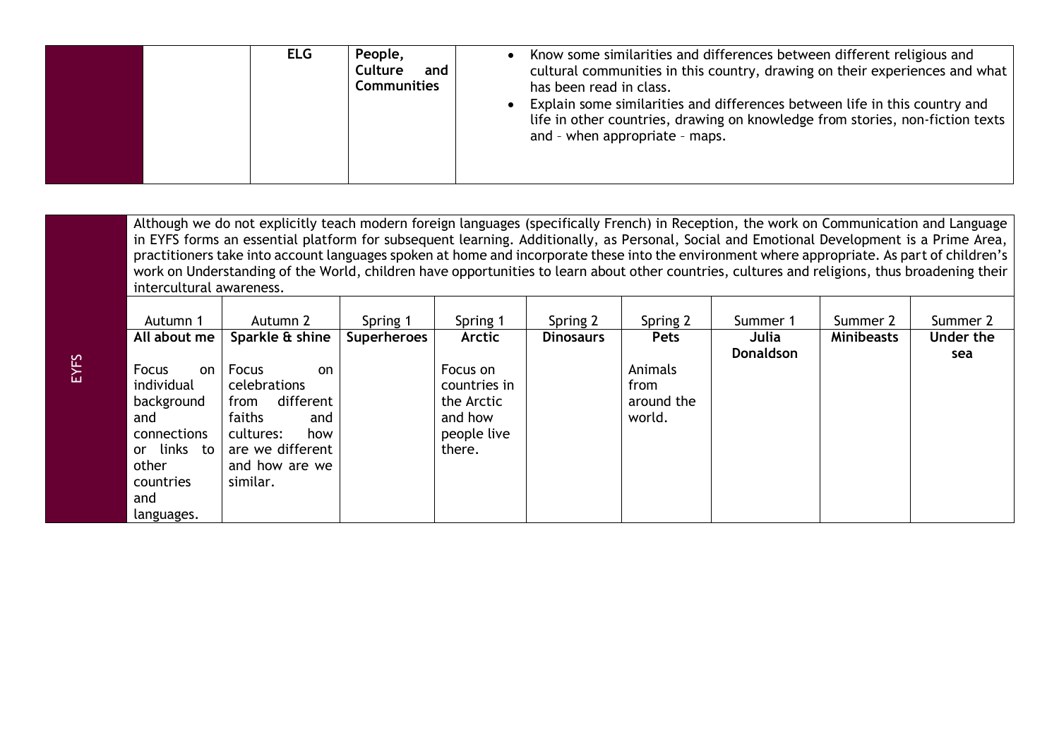| | | ELG | People, Culture and Communities | <ul><li>Know some similarities and differences between different religious and cultural communities in this country, drawing on their experiences and what has been read in class.</li><li>Explain some similarities and differences between life in this country and life in other countries, drawing on knowledge from stories, non-fiction texts and – when appropriate – maps.</li></ul> |
|---|---|---|---|---|

| | | | | | | | | | |
|---|---|---|---|---|---|---|---|---|---|
| EYFS | Although we do not explicitly teach modern foreign languages (specifically French) in Reception, the work on Communication and Language in EYFS forms an essential platform for subsequent learning. Additionally, as Personal, Social and Emotional Development is a Prime Area, practitioners take into account languages spoken at home and incorporate these into the environment where appropriate. As part of children's work on Understanding of the World, children have opportunities to learn about other countries, cultures and religions, thus broadening their intercultural awareness. | | | | | | | | |
| | Autumn 1 | Autumn 2 | Spring 1 | Spring 1 | Spring 2 | Spring 2 | Summer 1 | Summer 2 | Summer 2 |
| | **All about me** | **Sparkle & shine** | **Superheroes** | **Arctic** | **Dinosaurs** | **Pets** | **Julia Donaldson** | **Minibeasts** | **Under the sea** |
| | Focus on individual background and connections or links to other countries and languages. | Focus on celebrations from different faiths and cultures: how are we different and how are we similar. | | Focus on countries in the Arctic and how people live there. | | Animals from around the world. | | | |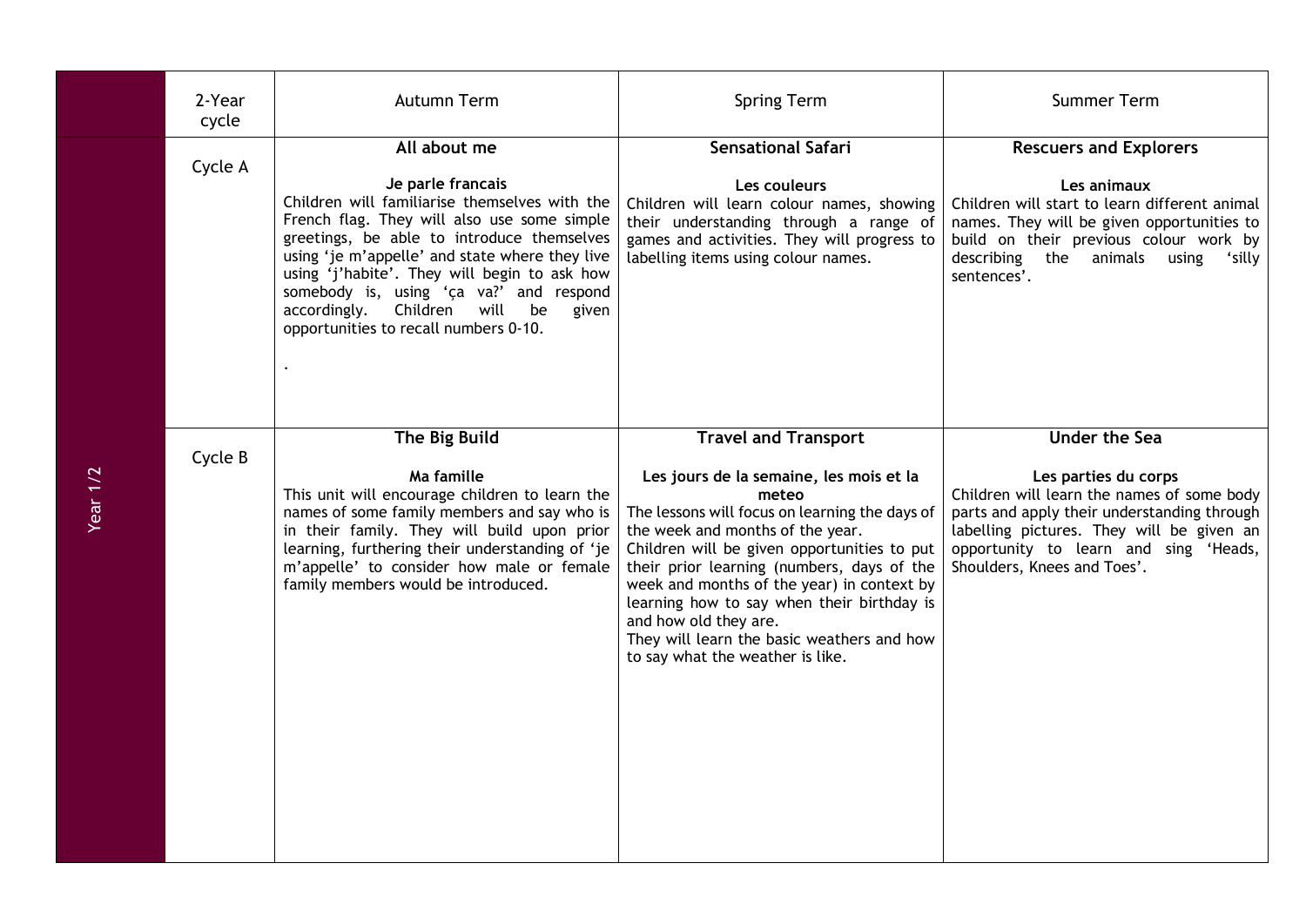| | 2-Year cycle | Autumn Term | Spring Term | Summer Term |
|---|---|---|---|---|
| Year 1/2 | Cycle A | **All about me**<br><br>**Je parle francais**<br>Children will familiarise themselves with the French flag. They will also use some simple greetings, be able to introduce themselves using 'je m'appelle' and state where they live using 'j'habite'. They will begin to ask how somebody is, using 'ça va?' and respond accordingly. Children will be given opportunities to recall numbers 0-10.<br><br>. | **Sensational Safari**<br><br>**Les couleurs**<br>Children will learn colour names, showing their understanding through a range of games and activities. They will progress to labelling items using colour names. | **Rescuers and Explorers**<br><br>**Les animaux**<br>Children will start to learn different animal names. They will be given opportunities to build on their previous colour work by describing the animals using 'silly sentences'. |
| | Cycle B | **The Big Build**<br><br>**Ma famille**<br>This unit will encourage children to learn the names of some family members and say who is in their family. They will build upon prior learning, furthering their understanding of 'je m'appelle' to consider how male or female family members would be introduced. | **Travel and Transport**<br><br>**Les jours de la semaine, les mois et la meteo**<br>The lessons will focus on learning the days of the week and months of the year.<br>Children will be given opportunities to put their prior learning (numbers, days of the week and months of the year) in context by learning how to say when their birthday is and how old they are.<br>They will learn the basic weathers and how to say what the weather is like. | **Under the Sea**<br><br>**Les parties du corps**<br>Children will learn the names of some body parts and apply their understanding through labelling pictures. They will be given an opportunity to learn and sing 'Heads, Shoulders, Knees and Toes'. |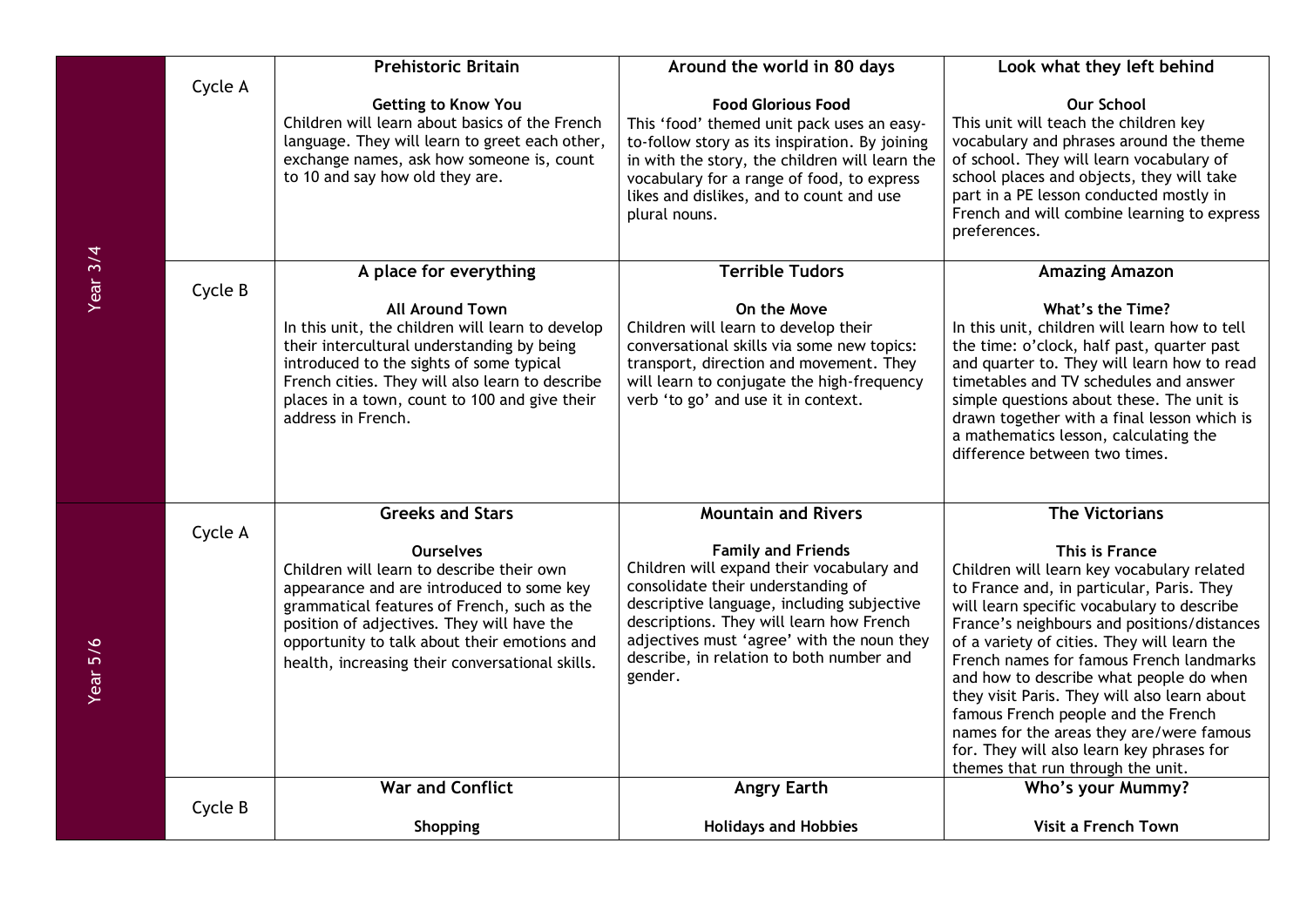| | | | | |
|---|---|---|---|---|
| Year 3/4 | Cycle A | **Prehistoric Britain**<br><br>**Getting to Know You**<br>Children will learn about basics of the French language. They will learn to greet each other, exchange names, ask how someone is, count to 10 and say how old they are. | **Around the world in 80 days**<br><br>**Food Glorious Food**<br>This 'food' themed unit pack uses an easy-to-follow story as its inspiration. By joining in with the story, the children will learn the vocabulary for a range of food, to express likes and dislikes, and to count and use plural nouns. | **Look what they left behind**<br><br>**Our School**<br>This unit will teach the children key vocabulary and phrases around the theme of school. They will learn vocabulary of school places and objects, they will take part in a PE lesson conducted mostly in French and will combine learning to express preferences. |
| | Cycle B | **A place for everything**<br><br>**All Around Town**<br>In this unit, the children will learn to develop their intercultural understanding by being introduced to the sights of some typical French cities. They will also learn to describe places in a town, count to 100 and give their address in French. | **Terrible Tudors**<br><br>**On the Move**<br>Children will learn to develop their conversational skills via some new topics: transport, direction and movement. They will learn to conjugate the high-frequency verb 'to go' and use it in context. | **Amazing Amazon**<br><br>**What's the Time?**<br>In this unit, children will learn how to tell the time: o'clock, half past, quarter past and quarter to. They will learn how to read timetables and TV schedules and answer simple questions about these. The unit is drawn together with a final lesson which is a mathematics lesson, calculating the difference between two times. |
| Year 5/6 | Cycle A | **Greeks and Stars**<br><br>**Ourselves**<br>Children will learn to describe their own appearance and are introduced to some key grammatical features of French, such as the position of adjectives. They will have the opportunity to talk about their emotions and health, increasing their conversational skills. | **Mountain and Rivers**<br><br>**Family and Friends**<br>Children will expand their vocabulary and consolidate their understanding of descriptive language, including subjective descriptions. They will learn how French adjectives must 'agree' with the noun they describe, in relation to both number and gender. | **The Victorians**<br><br>**This is France**<br>Children will learn key vocabulary related to France and, in particular, Paris. They will learn specific vocabulary to describe France's neighbours and positions/distances of a variety of cities. They will learn the French names for famous French landmarks and how to describe what people do when they visit Paris. They will also learn about famous French people and the French names for the areas they are/were famous for. They will also learn key phrases for themes that run through the unit. |
| | Cycle B | **War and Conflict**<br><br>**Shopping** | **Angry Earth**<br><br>**Holidays and Hobbies** | **Who's your Mummy?**<br><br>**Visit a French Town** |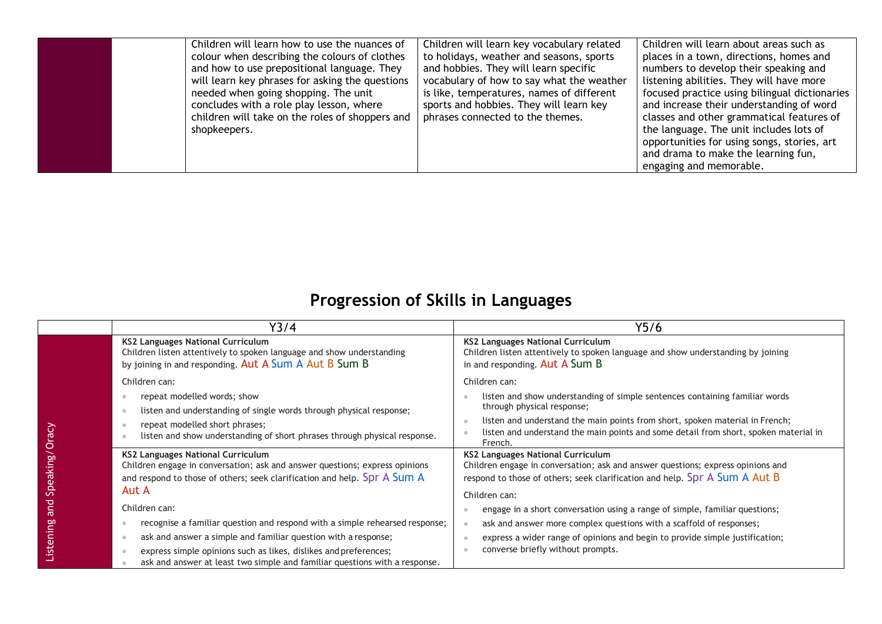| | | | | |
|---|---|---|---|---|
| | | Children will learn how to use the nuances of colour when describing the colours of clothes and how to use prepositional language. They will learn key phrases for asking the questions needed when going shopping. The unit concludes with a role play lesson, where children will take on the roles of shoppers and shopkeepers. | Children will learn key vocabulary related to holidays, weather and seasons, sports and hobbies. They will learn specific vocabulary of how to say what the weather is like, temperatures, names of different sports and hobbies. They will learn key phrases connected to the themes. | Children will learn about areas such as places in a town, directions, homes and numbers to develop their speaking and listening abilities. They will have more focused practice using bilingual dictionaries and increase their understanding of word classes and other grammatical features of the language. The unit includes lots of opportunities for using songs, stories, art and drama to make the learning fun, engaging and memorable. |

# Progression of Skills in Languages

| | Y3/4 | Y5/6 |
|---|---|---|
| Listening and Speaking/Oracy | **KS2 Languages National Curriculum**<br>Children listen attentively to spoken language and show understanding by joining in and responding. Aut A Sum A Aut B Sum B<br><br>Children can:<br>• repeat modelled words; show<br>• listen and understanding of single words through physical response;<br>• repeat modelled short phrases;<br>• listen and show understanding of short phrases through physical response. | **KS2 Languages National Curriculum**<br>Children listen attentively to spoken language and show understanding by joining in and responding. Aut A Sum B<br><br>Children can:<br>• listen and show understanding of simple sentences containing familiar words through physical response;<br>• listen and understand the main points from short, spoken material in French;<br>• listen and understand the main points and some detail from short, spoken material in French. |
| | **KS2 Languages National Curriculum**<br>Children engage in conversation; ask and answer questions; express opinions and respond to those of others; seek clarification and help. Spr A Sum A Aut A<br><br>Children can:<br>• recognise a familiar question and respond with a simple rehearsed response;<br>• ask and answer a simple and familiar question with a response;<br>• express simple opinions such as likes, dislikes and preferences;<br>• ask and answer at least two simple and familiar questions with a response. | **KS2 Languages National Curriculum**<br>Children engage in conversation; ask and answer questions; express opinions and respond to those of others; seek clarification and help. Spr A Sum A Aut B<br><br>Children can:<br>• engage in a short conversation using a range of simple, familiar questions;<br>• ask and answer more complex questions with a scaffold of responses;<br>• express a wider range of opinions and begin to provide simple justification;<br>• converse briefly without prompts. |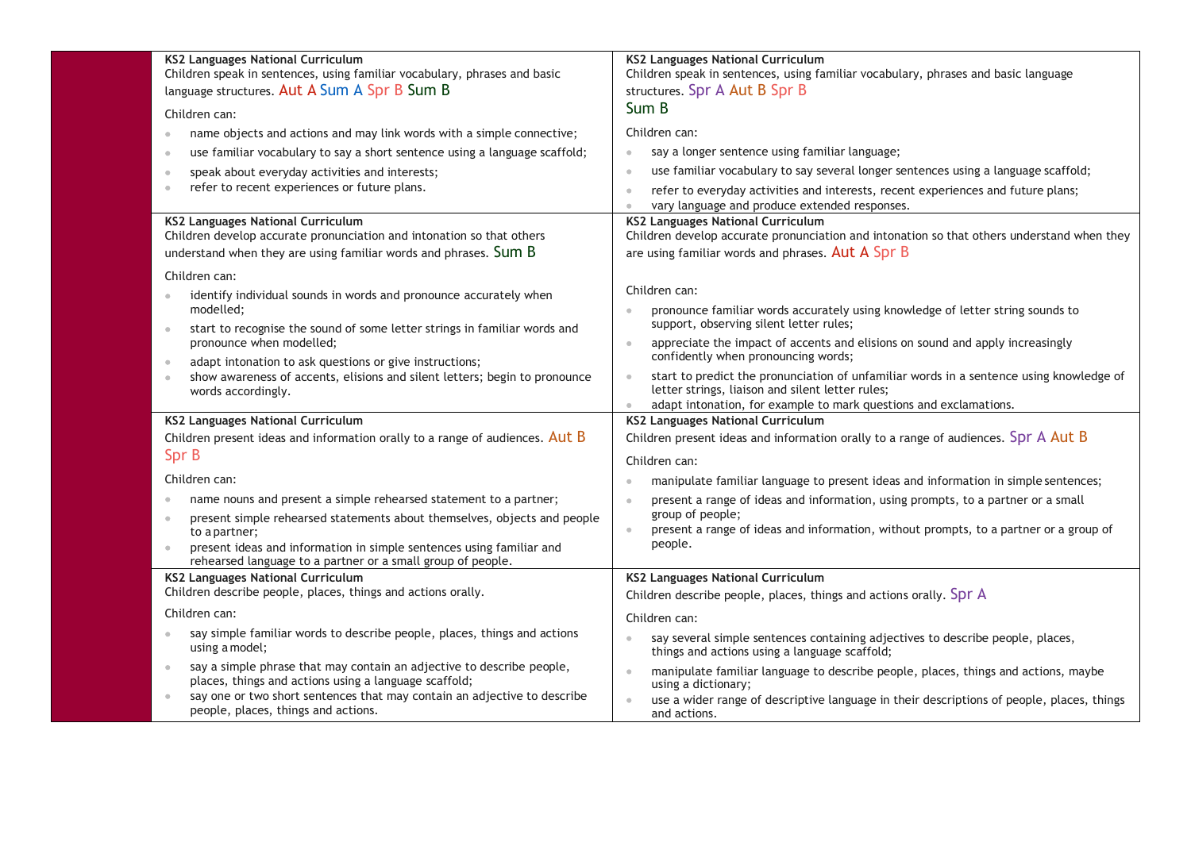| | | |
|---|---|---|
| | **KS2 Languages National Curriculum**<br>Children speak in sentences, using familiar vocabulary, phrases and basic language structures. Aut A Sum A Spr B Sum B<br><br>Children can:<br>• name objects and actions and may link words with a simple connective;<br>• use familiar vocabulary to say a short sentence using a language scaffold;<br>• speak about everyday activities and interests;<br>• refer to recent experiences or future plans. | **KS2 Languages National Curriculum**<br>Children speak in sentences, using familiar vocabulary, phrases and basic language structures. Spr A Aut B Spr B Sum B<br><br>Children can:<br>• say a longer sentence using familiar language;<br>• use familiar vocabulary to say several longer sentences using a language scaffold;<br>• refer to everyday activities and interests, recent experiences and future plans;<br>• vary language and produce extended responses. |
| | **KS2 Languages National Curriculum**<br>Children develop accurate pronunciation and intonation so that others understand when they are using familiar words and phrases. Sum B<br><br>Children can:<br>• identify individual sounds in words and pronounce accurately when modelled;<br>• start to recognise the sound of some letter strings in familiar words and pronounce when modelled;<br>• adapt intonation to ask questions or give instructions;<br>• show awareness of accents, elisions and silent letters; begin to pronounce words accordingly. | **KS2 Languages National Curriculum**<br>Children develop accurate pronunciation and intonation so that others understand when they are using familiar words and phrases. Aut A Spr B<br><br>Children can:<br>• pronounce familiar words accurately using knowledge of letter string sounds to support, observing silent letter rules;<br>• appreciate the impact of accents and elisions on sound and apply increasingly confidently when pronouncing words;<br>• start to predict the pronunciation of unfamiliar words in a sentence using knowledge of letter strings, liaison and silent letter rules;<br>• adapt intonation, for example to mark questions and exclamations. |
| | **KS2 Languages National Curriculum**<br>Children present ideas and information orally to a range of audiences. Aut B Spr B<br><br>Children can:<br>• name nouns and present a simple rehearsed statement to a partner;<br>• present simple rehearsed statements about themselves, objects and people to a partner;<br>• present ideas and information in simple sentences using familiar and rehearsed language to a partner or a small group of people. | **KS2 Languages National Curriculum**<br>Children present ideas and information orally to a range of audiences. Spr A Aut B<br><br>Children can:<br>• manipulate familiar language to present ideas and information in simple sentences;<br>• present a range of ideas and information, using prompts, to a partner or a small group of people;<br>• present a range of ideas and information, without prompts, to a partner or a group of people. |
| | **KS2 Languages National Curriculum**<br>Children describe people, places, things and actions orally.<br><br>Children can:<br>• say simple familiar words to describe people, places, things and actions using a model;<br>• say a simple phrase that may contain an adjective to describe people, places, things and actions using a language scaffold;<br>• say one or two short sentences that may contain an adjective to describe people, places, things and actions. | **KS2 Languages National Curriculum**<br>Children describe people, places, things and actions orally. Spr A<br><br>Children can:<br>• say several simple sentences containing adjectives to describe people, places, things and actions using a language scaffold;<br>• manipulate familiar language to describe people, places, things and actions, maybe using a dictionary;<br>• use a wider range of descriptive language in their descriptions of people, places, things and actions. |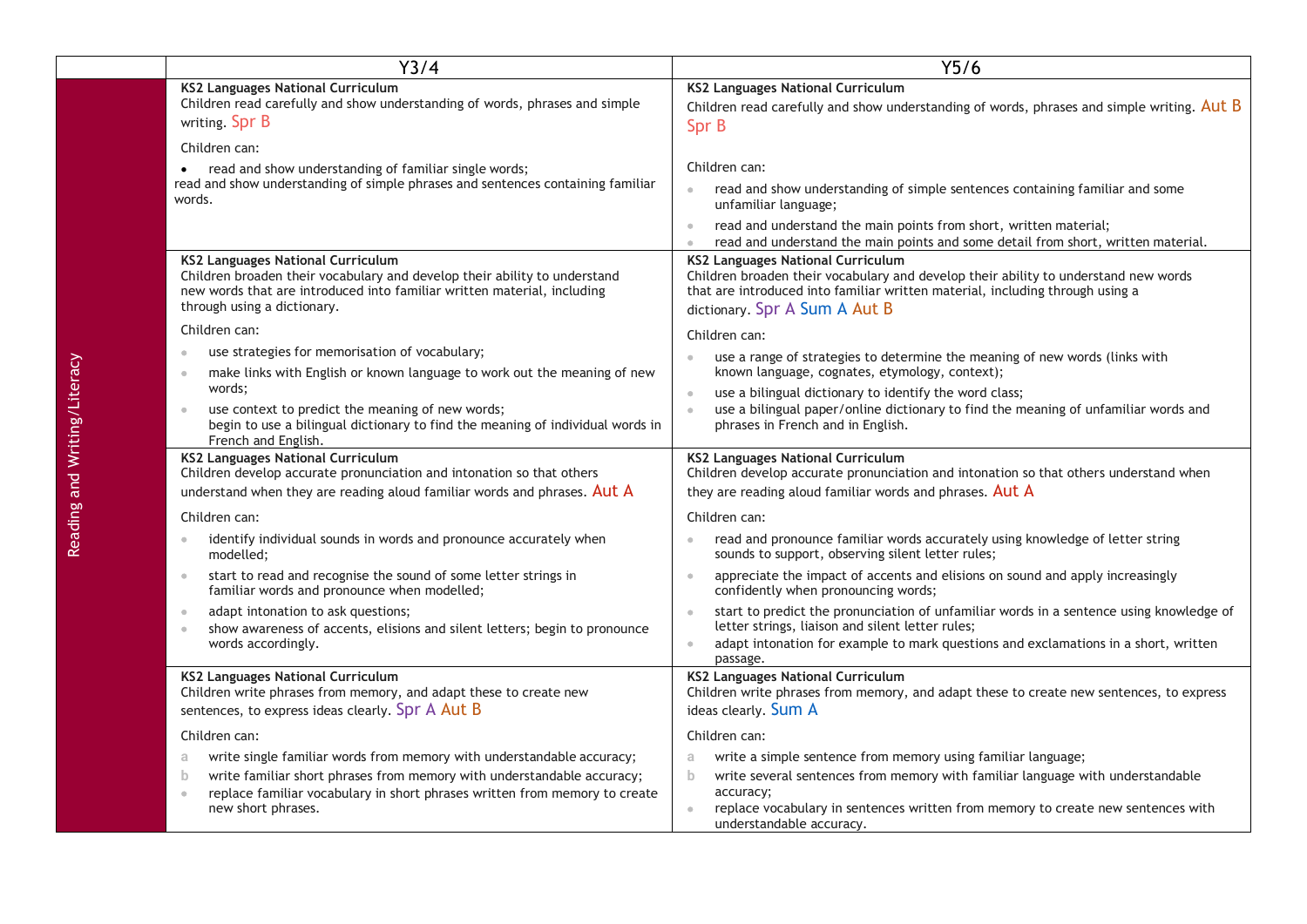| | Y3/4 | Y5/6 |
|---|---|---|
| Reading and Writing/Literacy | **KS2 Languages National Curriculum**<br>Children read carefully and show understanding of words, phrases and simple writing. Spr B<br><br>Children can:<br>• read and show understanding of familiar single words;<br>read and show understanding of simple phrases and sentences containing familiar words. | **KS2 Languages National Curriculum**<br>Children read carefully and show understanding of words, phrases and simple writing. Aut B Spr B<br><br>Children can:<br>• read and show understanding of simple sentences containing familiar and some unfamiliar language;<br>• read and understand the main points from short, written material;<br>• read and understand the main points and some detail from short, written material. |
| | **KS2 Languages National Curriculum**<br>Children broaden their vocabulary and develop their ability to understand new words that are introduced into familiar written material, including through using a dictionary.<br><br>Children can:<br>• use strategies for memorisation of vocabulary;<br>• make links with English or known language to work out the meaning of new words;<br>• use context to predict the meaning of new words;<br>begin to use a bilingual dictionary to find the meaning of individual words in French and English. | **KS2 Languages National Curriculum**<br>Children broaden their vocabulary and develop their ability to understand new words that are introduced into familiar written material, including through using a dictionary. Spr A Sum A Aut B<br><br>Children can:<br>• use a range of strategies to determine the meaning of new words (links with known language, cognates, etymology, context);<br>• use a bilingual dictionary to identify the word class;<br>• use a bilingual paper/online dictionary to find the meaning of unfamiliar words and phrases in French and in English. |
| | **KS2 Languages National Curriculum**<br>Children develop accurate pronunciation and intonation so that others understand when they are reading aloud familiar words and phrases. Aut A<br><br>Children can:<br>• identify individual sounds in words and pronounce accurately when modelled;<br>• start to read and recognise the sound of some letter strings in familiar words and pronounce when modelled;<br>• adapt intonation to ask questions;<br>• show awareness of accents, elisions and silent letters; begin to pronounce words accordingly. | **KS2 Languages National Curriculum**<br>Children develop accurate pronunciation and intonation so that others understand when they are reading aloud familiar words and phrases. Aut A<br><br>Children can:<br>• read and pronounce familiar words accurately using knowledge of letter string sounds to support, observing silent letter rules;<br>• appreciate the impact of accents and elisions on sound and apply increasingly confidently when pronouncing words;<br>• start to predict the pronunciation of unfamiliar words in a sentence using knowledge of letter strings, liaison and silent letter rules;<br>• adapt intonation for example to mark questions and exclamations in a short, written passage. |
| | **KS2 Languages National Curriculum**<br>Children write phrases from memory, and adapt these to create new sentences, to express ideas clearly. Spr A Aut B<br><br>Children can:<br>a write single familiar words from memory with understandable accuracy;<br>b write familiar short phrases from memory with understandable accuracy;<br>• replace familiar vocabulary in short phrases written from memory to create new short phrases. | **KS2 Languages National Curriculum**<br>Children write phrases from memory, and adapt these to create new sentences, to express ideas clearly. Sum A<br><br>Children can:<br>a write a simple sentence from memory using familiar language;<br>b write several sentences from memory with familiar language with understandable accuracy;<br>• replace vocabulary in sentences written from memory to create new sentences with understandable accuracy. |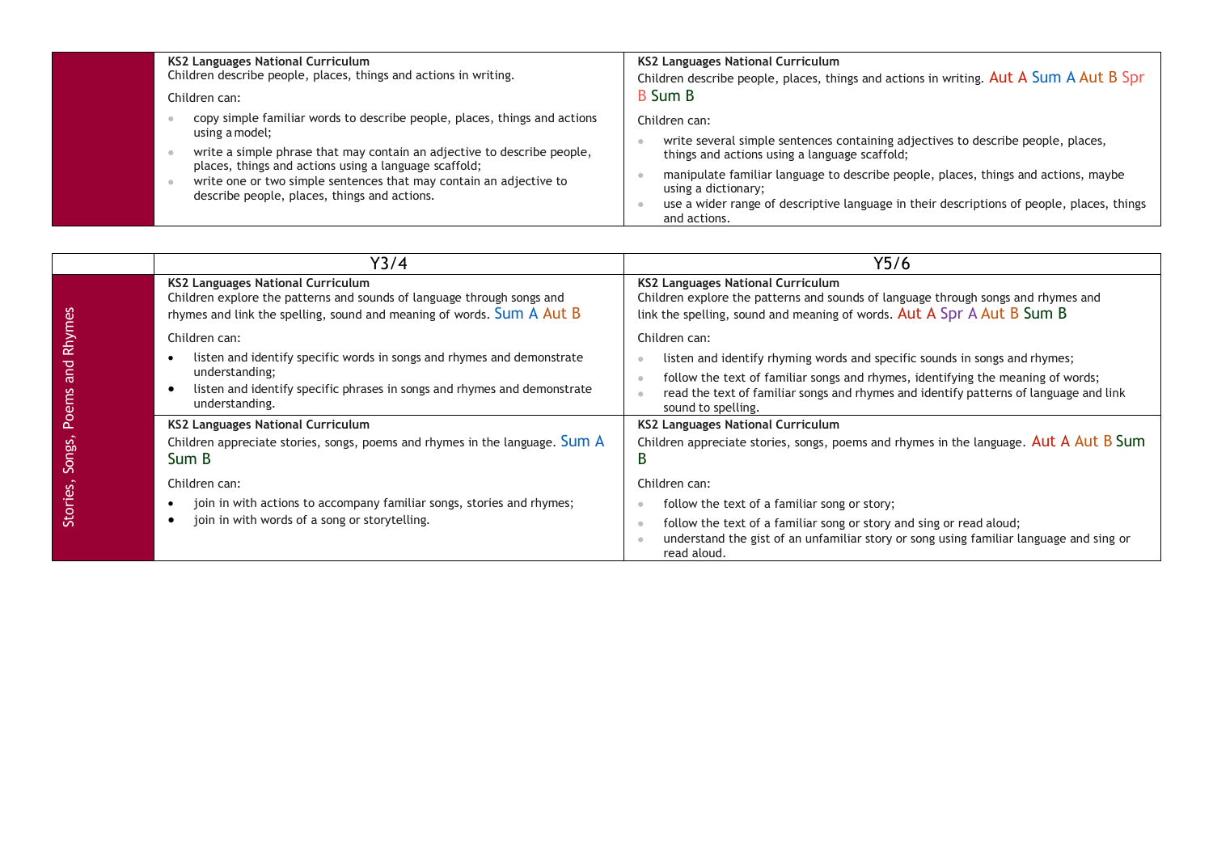| | | |
|---|---|---|
| | **KS2 Languages National Curriculum**<br>Children describe people, places, things and actions in writing.<br>Children can:<br>• copy simple familiar words to describe people, places, things and actions using a model;<br>• write a simple phrase that may contain an adjective to describe people, places, things and actions using a language scaffold;<br>• write one or two simple sentences that may contain an adjective to describe people, places, things and actions. | **KS2 Languages National Curriculum**<br>Children describe people, places, things and actions in writing. Aut A Sum A Aut B Spr B Sum B<br>Children can:<br>• write several simple sentences containing adjectives to describe people, places, things and actions using a language scaffold;<br>• manipulate familiar language to describe people, places, things and actions, maybe using a dictionary;<br>• use a wider range of descriptive language in their descriptions of people, places, things and actions. |

| | Y3/4 | Y5/6 |
|---|---|---|
| Stories, Songs, Poems and Rhymes | **KS2 Languages National Curriculum**<br>Children explore the patterns and sounds of language through songs and rhymes and link the spelling, sound and meaning of words. Sum A Aut B<br>Children can:<br>• listen and identify specific words in songs and rhymes and demonstrate understanding;<br>• listen and identify specific phrases in songs and rhymes and demonstrate understanding. | **KS2 Languages National Curriculum**<br>Children explore the patterns and sounds of language through songs and rhymes and link the spelling, sound and meaning of words. Aut A Spr A Aut B Sum B<br>Children can:<br>• listen and identify rhyming words and specific sounds in songs and rhymes;<br>• follow the text of familiar songs and rhymes, identifying the meaning of words;<br>• read the text of familiar songs and rhymes and identify patterns of language and link sound to spelling. |
| | **KS2 Languages National Curriculum**<br>Children appreciate stories, songs, poems and rhymes in the language. Sum A Sum B<br>Children can:<br>• join in with actions to accompany familiar songs, stories and rhymes;<br>• join in with words of a song or storytelling. | **KS2 Languages National Curriculum**<br>Children appreciate stories, songs, poems and rhymes in the language. Aut A Aut B Sum B<br>Children can:<br>• follow the text of a familiar song or story;<br>• follow the text of a familiar song or story and sing or read aloud;<br>• understand the gist of an unfamiliar story or song using familiar language and sing or read aloud. |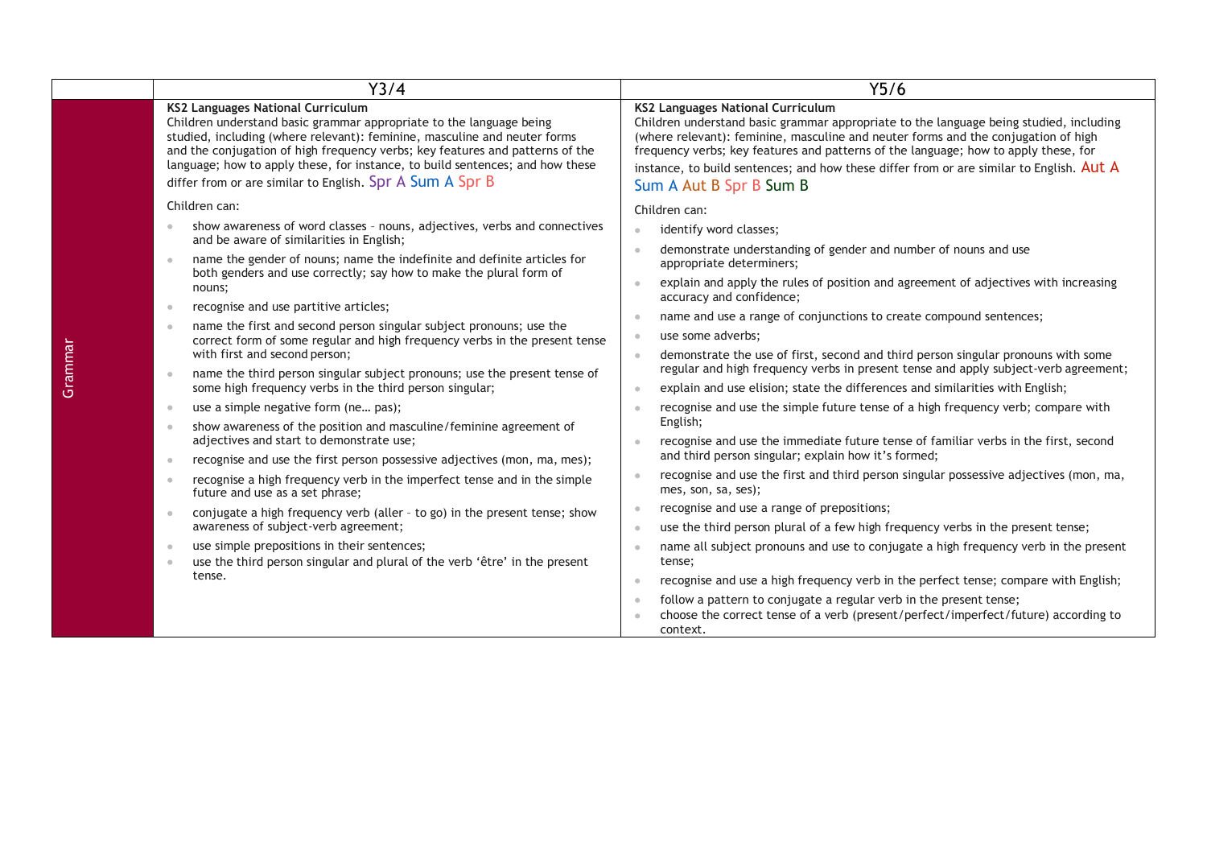| | Y3/4 | Y5/6 |
|---|---|---|
| Grammar | **KS2 Languages National Curriculum**<br>Children understand basic grammar appropriate to the language being studied, including (where relevant): feminine, masculine and neuter forms and the conjugation of high frequency verbs; key features and patterns of the language; how to apply these, for instance, to build sentences; and how these differ from or are similar to English. Spr A Sum A Spr B<br><br>Children can:<br>• show awareness of word classes – nouns, adjectives, verbs and connectives and be aware of similarities in English;<br>• name the gender of nouns; name the indefinite and definite articles for both genders and use correctly; say how to make the plural form of nouns;<br>• recognise and use partitive articles;<br>• name the first and second person singular subject pronouns; use the correct form of some regular and high frequency verbs in the present tense with first and second person;<br>• name the third person singular subject pronouns; use the present tense of some high frequency verbs in the third person singular;<br>• use a simple negative form (ne… pas);<br>• show awareness of the position and masculine/feminine agreement of adjectives and start to demonstrate use;<br>• recognise and use the first person possessive adjectives (mon, ma, mes);<br>• recognise a high frequency verb in the imperfect tense and in the simple future and use as a set phrase;<br>• conjugate a high frequency verb (aller – to go) in the present tense; show awareness of subject-verb agreement;<br>• use simple prepositions in their sentences;<br>• use the third person singular and plural of the verb 'être' in the present tense. | **KS2 Languages National Curriculum**<br>Children understand basic grammar appropriate to the language being studied, including (where relevant): feminine, masculine and neuter forms and the conjugation of high frequency verbs; key features and patterns of the language; how to apply these, for instance, to build sentences; and how these differ from or are similar to English. Aut A Sum A Aut B Spr B Sum B<br><br>Children can:<br>• identify word classes;<br>• demonstrate understanding of gender and number of nouns and use appropriate determiners;<br>• explain and apply the rules of position and agreement of adjectives with increasing accuracy and confidence;<br>• name and use a range of conjunctions to create compound sentences;<br>• use some adverbs;<br>• demonstrate the use of first, second and third person singular pronouns with some regular and high frequency verbs in present tense and apply subject-verb agreement;<br>• explain and use elision; state the differences and similarities with English;<br>• recognise and use the simple future tense of a high frequency verb; compare with English;<br>• recognise and use the immediate future tense of familiar verbs in the first, second and third person singular; explain how it's formed;<br>• recognise and use the first and third person singular possessive adjectives (mon, ma, mes, son, sa, ses);<br>• recognise and use a range of prepositions;<br>• use the third person plural of a few high frequency verbs in the present tense;<br>• name all subject pronouns and use to conjugate a high frequency verb in the present tense;<br>• recognise and use a high frequency verb in the perfect tense; compare with English;<br>• follow a pattern to conjugate a regular verb in the present tense;<br>• choose the correct tense of a verb (present/perfect/imperfect/future) according to context. |